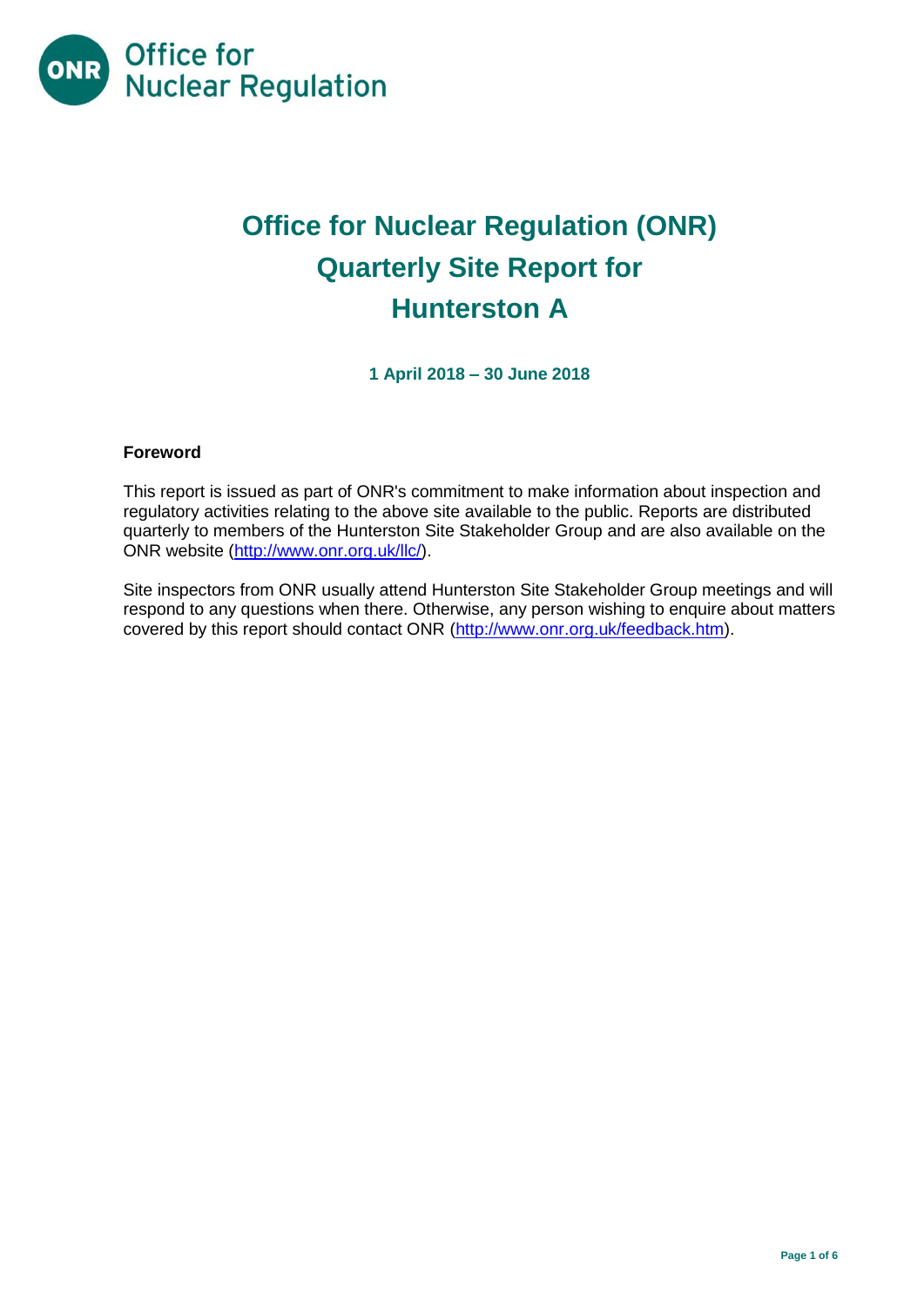Office for Nuclear Regulation

# Office for Nuclear Regulation (ONR) Quarterly Site Report for Hunterston A

**1 April 2018 – 30 June 2018**

### Foreword

This report is issued as part of ONR's commitment to make information about inspection and regulatory activities relating to the above site available to the public. Reports are distributed quarterly to members of the Hunterston Site Stakeholder Group and are also available on the ONR website (http://www.onr.org.uk/llc/).

Site inspectors from ONR usually attend Hunterston Site Stakeholder Group meetings and will respond to any questions when there. Otherwise, any person wishing to enquire about matters covered by this report should contact ONR (http://www.onr.org.uk/feedback.htm).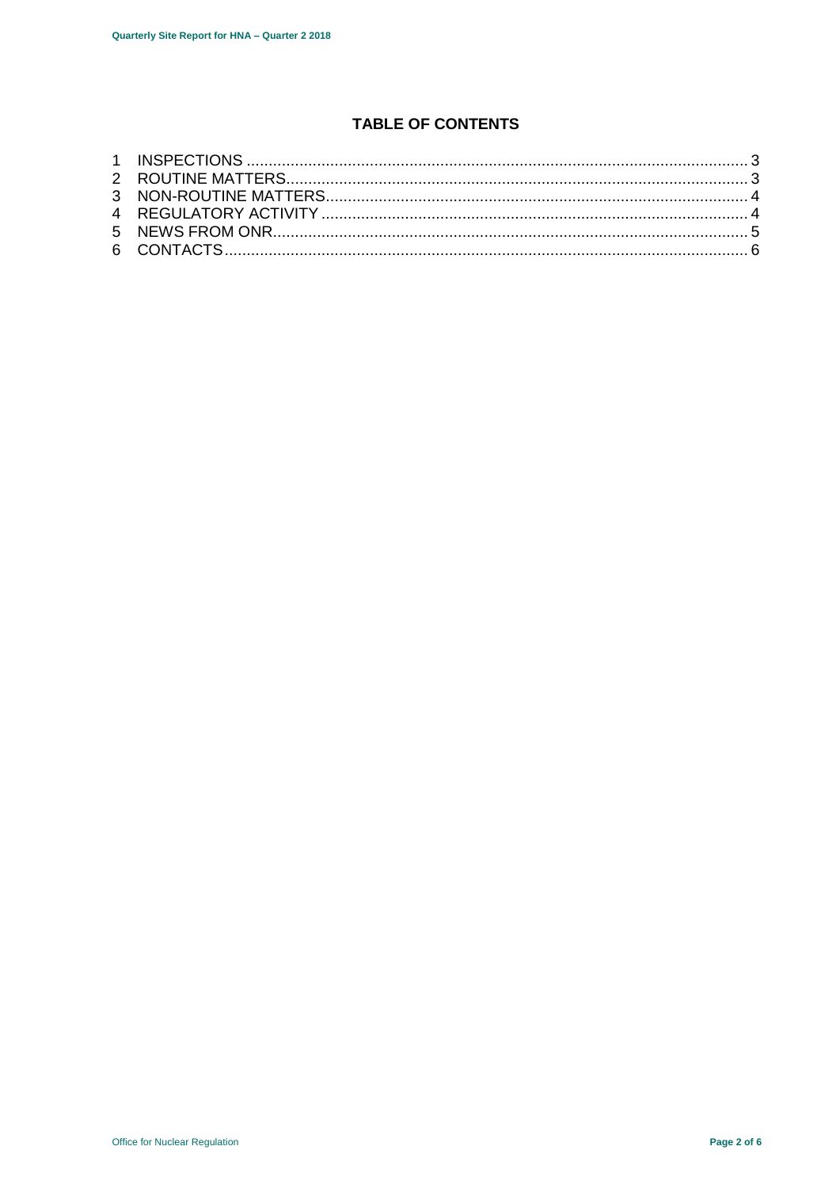# TABLE OF CONTENTS

1 INSPECTIONS .......... 3
2 ROUTINE MATTERS .......... 3
3 NON-ROUTINE MATTERS .......... 4
4 REGULATORY ACTIVITY .......... 4
5 NEWS FROM ONR .......... 5
6 CONTACTS .......... 6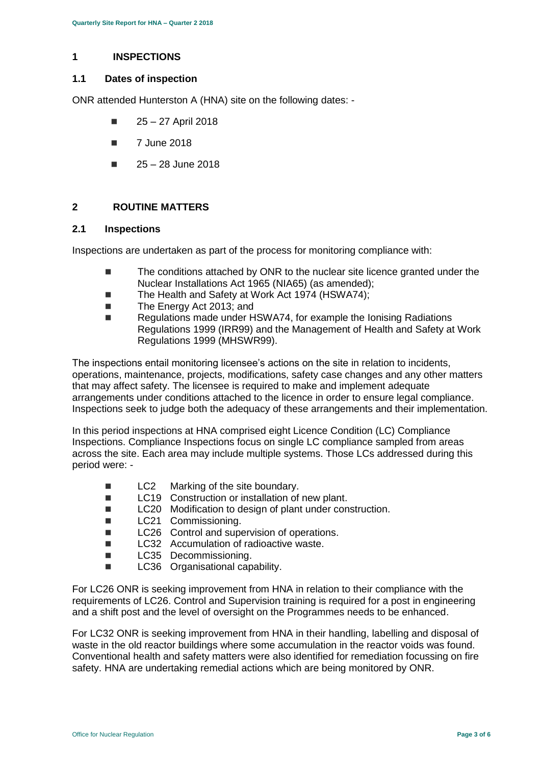## 1 INSPECTIONS

### 1.1 Dates of inspection

ONR attended Hunterston A (HNA) site on the following dates: -

- 25 – 27 April 2018
- 7 June 2018
- 25 – 28 June 2018

## 2 ROUTINE MATTERS

### 2.1 Inspections

Inspections are undertaken as part of the process for monitoring compliance with:

- The conditions attached by ONR to the nuclear site licence granted under the Nuclear Installations Act 1965 (NIA65) (as amended);
- The Health and Safety at Work Act 1974 (HSWA74);
- The Energy Act 2013; and
- Regulations made under HSWA74, for example the Ionising Radiations Regulations 1999 (IRR99) and the Management of Health and Safety at Work Regulations 1999 (MHSWR99).

The inspections entail monitoring licensee's actions on the site in relation to incidents, operations, maintenance, projects, modifications, safety case changes and any other matters that may affect safety. The licensee is required to make and implement adequate arrangements under conditions attached to the licence in order to ensure legal compliance. Inspections seek to judge both the adequacy of these arrangements and their implementation.

In this period inspections at HNA comprised eight Licence Condition (LC) Compliance Inspections. Compliance Inspections focus on single LC compliance sampled from areas across the site. Each area may include multiple systems. Those LCs addressed during this period were: -

- LC2 Marking of the site boundary.
- LC19 Construction or installation of new plant.
- LC20 Modification to design of plant under construction.
- LC21 Commissioning.
- LC26 Control and supervision of operations.
- LC32 Accumulation of radioactive waste.
- LC35 Decommissioning.
- LC36 Organisational capability.

For LC26 ONR is seeking improvement from HNA in relation to their compliance with the requirements of LC26. Control and Supervision training is required for a post in engineering and a shift post and the level of oversight on the Programmes needs to be enhanced.

For LC32 ONR is seeking improvement from HNA in their handling, labelling and disposal of waste in the old reactor buildings where some accumulation in the reactor voids was found. Conventional health and safety matters were also identified for remediation focussing on fire safety. HNA are undertaking remedial actions which are being monitored by ONR.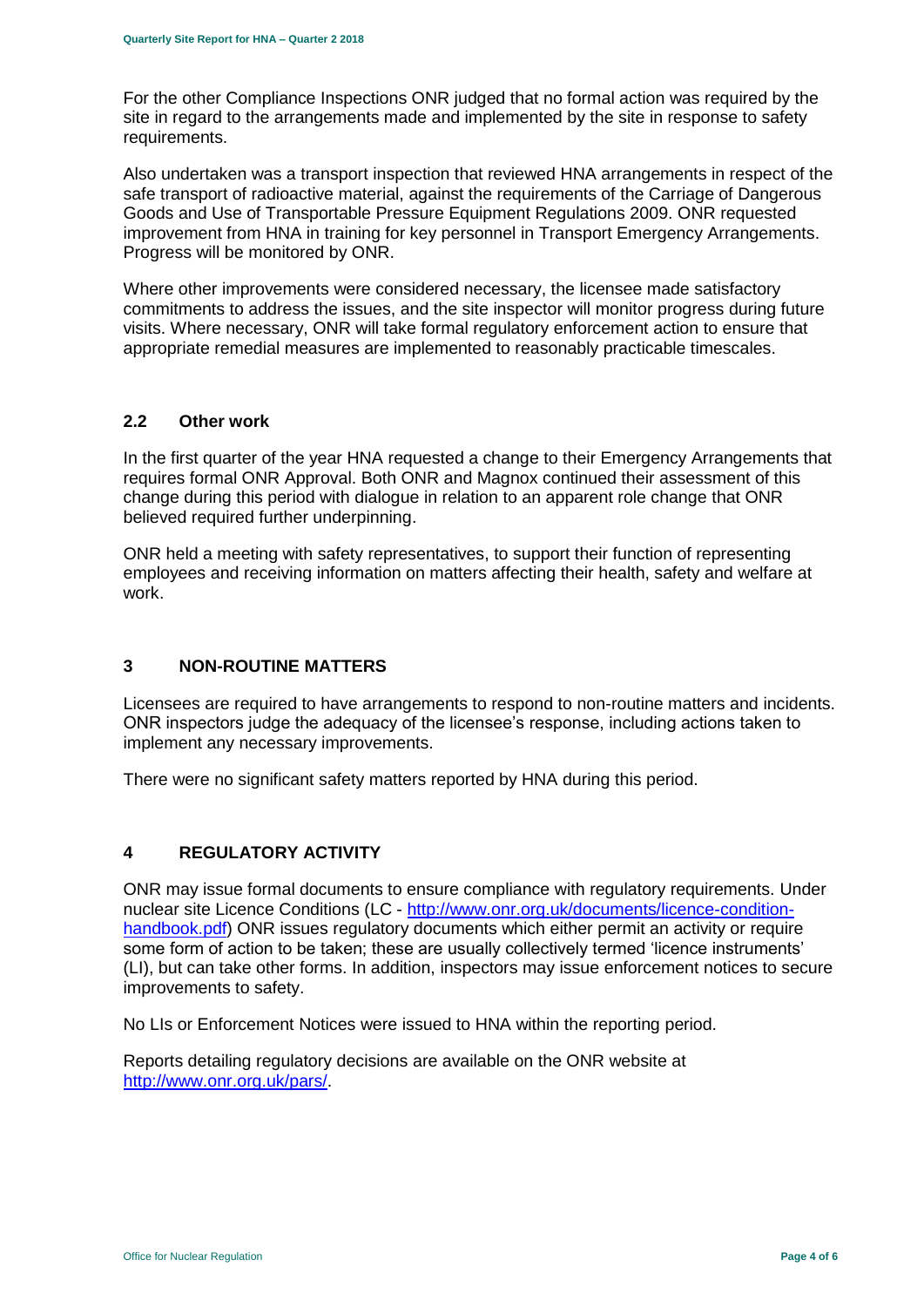For the other Compliance Inspections ONR judged that no formal action was required by the site in regard to the arrangements made and implemented by the site in response to safety requirements.

Also undertaken was a transport inspection that reviewed HNA arrangements in respect of the safe transport of radioactive material, against the requirements of the Carriage of Dangerous Goods and Use of Transportable Pressure Equipment Regulations 2009. ONR requested improvement from HNA in training for key personnel in Transport Emergency Arrangements. Progress will be monitored by ONR.

Where other improvements were considered necessary, the licensee made satisfactory commitments to address the issues, and the site inspector will monitor progress during future visits. Where necessary, ONR will take formal regulatory enforcement action to ensure that appropriate remedial measures are implemented to reasonably practicable timescales.

### 2.2 Other work

In the first quarter of the year HNA requested a change to their Emergency Arrangements that requires formal ONR Approval. Both ONR and Magnox continued their assessment of this change during this period with dialogue in relation to an apparent role change that ONR believed required further underpinning.

ONR held a meeting with safety representatives, to support their function of representing employees and receiving information on matters affecting their health, safety and welfare at work.

## 3 NON-ROUTINE MATTERS

Licensees are required to have arrangements to respond to non-routine matters and incidents. ONR inspectors judge the adequacy of the licensee's response, including actions taken to implement any necessary improvements.

There were no significant safety matters reported by HNA during this period.

## 4 REGULATORY ACTIVITY

ONR may issue formal documents to ensure compliance with regulatory requirements. Under nuclear site Licence Conditions (LC - [http://www.onr.org.uk/documents/licence-condition-handbook.pdf](http://www.onr.org.uk/documents/licence-condition-handbook.pdf)) ONR issues regulatory documents which either permit an activity or require some form of action to be taken; these are usually collectively termed 'licence instruments' (LI), but can take other forms. In addition, inspectors may issue enforcement notices to secure improvements to safety.

No LIs or Enforcement Notices were issued to HNA within the reporting period.

Reports detailing regulatory decisions are available on the ONR website at [http://www.onr.org.uk/pars/](http://www.onr.org.uk/pars/).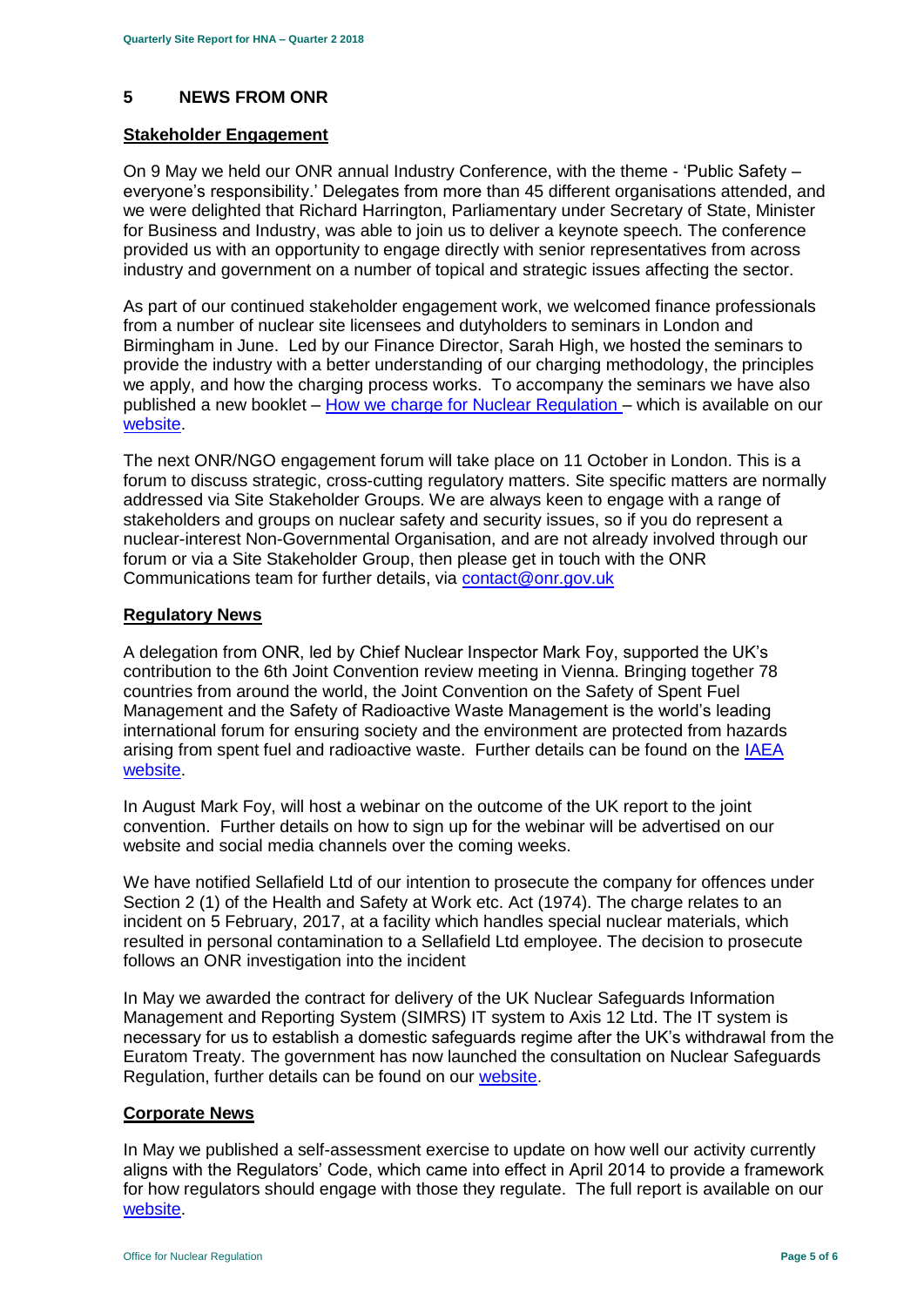## 5 NEWS FROM ONR

### Stakeholder Engagement

On 9 May we held our ONR annual Industry Conference, with the theme - 'Public Safety – everyone's responsibility.' Delegates from more than 45 different organisations attended, and we were delighted that Richard Harrington, Parliamentary under Secretary of State, Minister for Business and Industry, was able to join us to deliver a keynote speech. The conference provided us with an opportunity to engage directly with senior representatives from across industry and government on a number of topical and strategic issues affecting the sector.

As part of our continued stakeholder engagement work, we welcomed finance professionals from a number of nuclear site licensees and dutyholders to seminars in London and Birmingham in June. Led by our Finance Director, Sarah High, we hosted the seminars to provide the industry with a better understanding of our charging methodology, the principles we apply, and how the charging process works. To accompany the seminars we have also published a new booklet – How we charge for Nuclear Regulation – which is available on our website.

The next ONR/NGO engagement forum will take place on 11 October in London. This is a forum to discuss strategic, cross-cutting regulatory matters. Site specific matters are normally addressed via Site Stakeholder Groups. We are always keen to engage with a range of stakeholders and groups on nuclear safety and security issues, so if you do represent a nuclear-interest Non-Governmental Organisation, and are not already involved through our forum or via a Site Stakeholder Group, then please get in touch with the ONR Communications team for further details, via contact@onr.gov.uk

### Regulatory News

A delegation from ONR, led by Chief Nuclear Inspector Mark Foy, supported the UK's contribution to the 6th Joint Convention review meeting in Vienna. Bringing together 78 countries from around the world, the Joint Convention on the Safety of Spent Fuel Management and the Safety of Radioactive Waste Management is the world's leading international forum for ensuring society and the environment are protected from hazards arising from spent fuel and radioactive waste. Further details can be found on the IAEA website.

In August Mark Foy, will host a webinar on the outcome of the UK report to the joint convention. Further details on how to sign up for the webinar will be advertised on our website and social media channels over the coming weeks.

We have notified Sellafield Ltd of our intention to prosecute the company for offences under Section 2 (1) of the Health and Safety at Work etc. Act (1974). The charge relates to an incident on 5 February, 2017, at a facility which handles special nuclear materials, which resulted in personal contamination to a Sellafield Ltd employee. The decision to prosecute follows an ONR investigation into the incident

In May we awarded the contract for delivery of the UK Nuclear Safeguards Information Management and Reporting System (SIMRS) IT system to Axis 12 Ltd. The IT system is necessary for us to establish a domestic safeguards regime after the UK's withdrawal from the Euratom Treaty. The government has now launched the consultation on Nuclear Safeguards Regulation, further details can be found on our website.

### Corporate News

In May we published a self-assessment exercise to update on how well our activity currently aligns with the Regulators' Code, which came into effect in April 2014 to provide a framework for how regulators should engage with those they regulate. The full report is available on our website.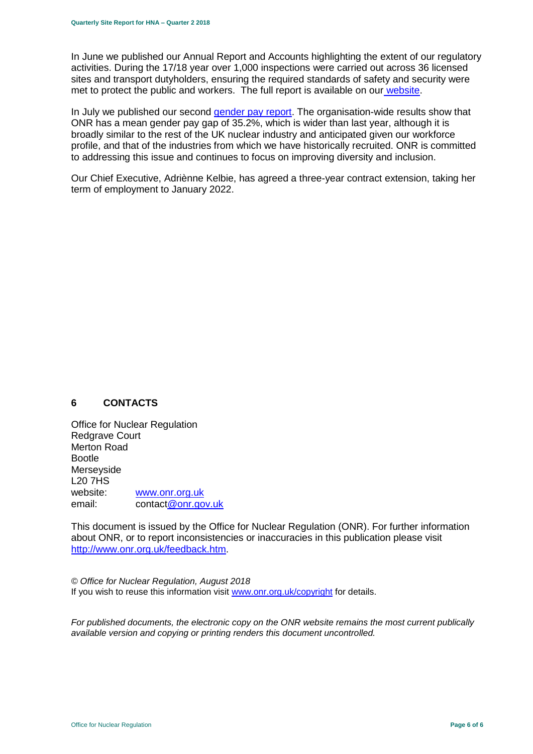In June we published our Annual Report and Accounts highlighting the extent of our regulatory activities. During the 17/18 year over 1,000 inspections were carried out across 36 licensed sites and transport dutyholders, ensuring the required standards of safety and security were met to protect the public and workers. The full report is available on our website.

In July we published our second gender pay report. The organisation-wide results show that ONR has a mean gender pay gap of 35.2%, which is wider than last year, although it is broadly similar to the rest of the UK nuclear industry and anticipated given our workforce profile, and that of the industries from which we have historically recruited. ONR is committed to addressing this issue and continues to focus on improving diversity and inclusion.

Our Chief Executive, Adriènne Kelbie, has agreed a three-year contract extension, taking her term of employment to January 2022.

## 6 CONTACTS

Office for Nuclear Regulation
Redgrave Court
Merton Road
Bootle
Merseyside
L20 7HS
website: www.onr.org.uk
email: contact@onr.gov.uk

This document is issued by the Office for Nuclear Regulation (ONR). For further information about ONR, or to report inconsistencies or inaccuracies in this publication please visit http://www.onr.org.uk/feedback.htm.

*© Office for Nuclear Regulation, August 2018*
If you wish to reuse this information visit www.onr.org.uk/copyright for details.

*For published documents, the electronic copy on the ONR website remains the most current publically available version and copying or printing renders this document uncontrolled.*